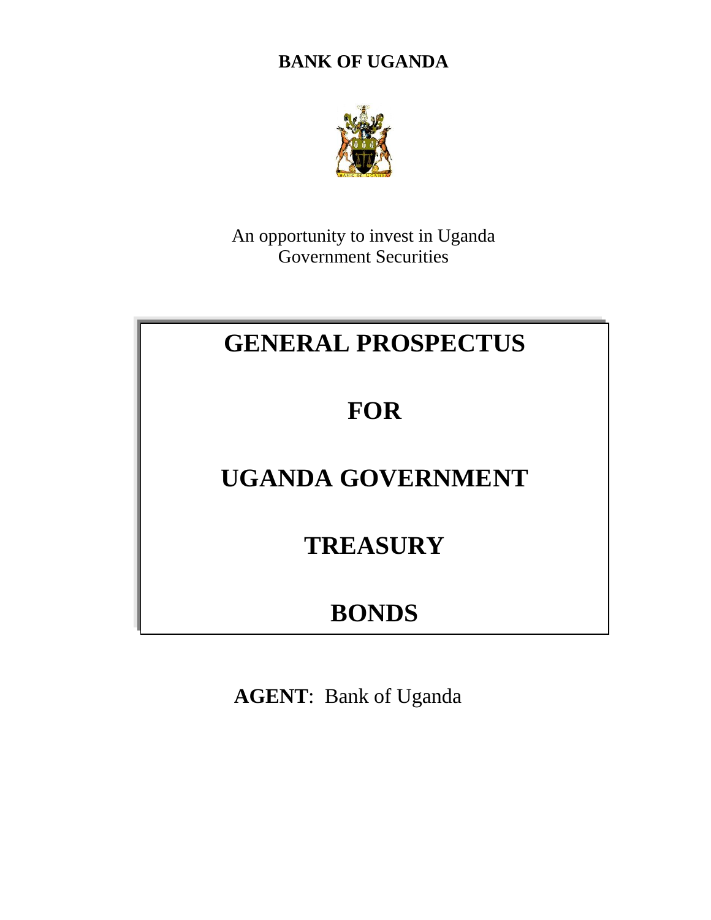**BANK OF UGANDA**

An opportunity to invest in Uganda
Government Securities

# GENERAL PROSPECTUS

# FOR

# UGANDA GOVERNMENT

# TREASURY

# BONDS

**AGENT**: Bank of Uganda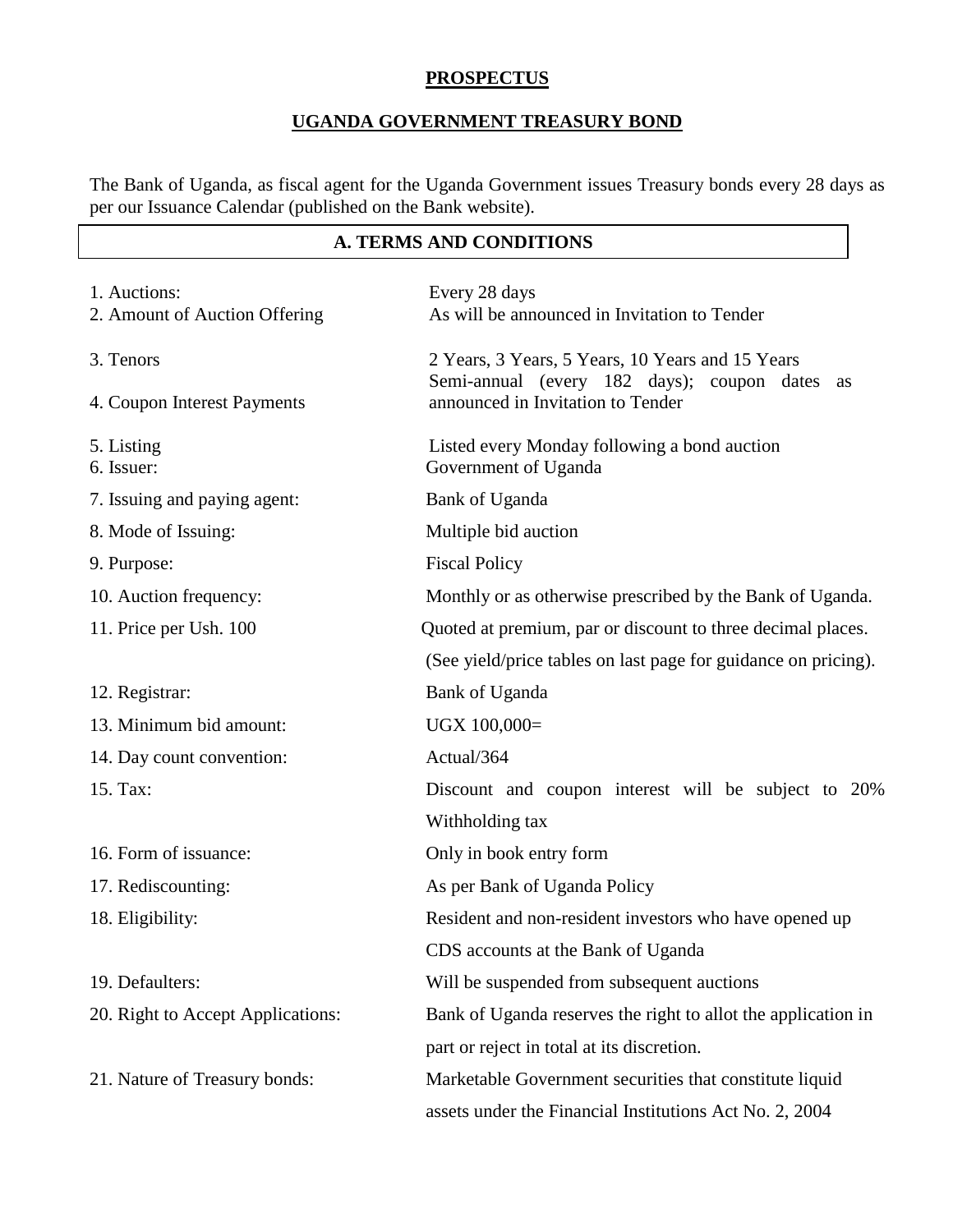**PROSPECTUS**

**UGANDA GOVERNMENT TREASURY BOND**

The Bank of Uganda, as fiscal agent for the Uganda Government issues Treasury bonds every 28 days as per our Issuance Calendar (published on the Bank website).

## A. TERMS AND CONDITIONS

| | |
|---|---|
| 1. Auctions: | Every 28 days |
| 2. Amount of Auction Offering | As will be announced in Invitation to Tender |
| 3. Tenors | 2 Years, 3 Years, 5 Years, 10 Years and 15 Years |
| 4. Coupon Interest Payments | Semi-annual (every 182 days); coupon dates as announced in Invitation to Tender |
| 5. Listing | Listed every Monday following a bond auction |
| 6. Issuer: | Government of Uganda |
| 7. Issuing and paying agent: | Bank of Uganda |
| 8. Mode of Issuing: | Multiple bid auction |
| 9. Purpose: | Fiscal Policy |
| 10. Auction frequency: | Monthly or as otherwise prescribed by the Bank of Uganda. |
| 11. Price per Ush. 100 | Quoted at premium, par or discount to three decimal places. (See yield/price tables on last page for guidance on pricing). |
| 12. Registrar: | Bank of Uganda |
| 13. Minimum bid amount: | UGX 100,000= |
| 14. Day count convention: | Actual/364 |
| 15. Tax: | Discount and coupon interest will be subject to 20% Withholding tax |
| 16. Form of issuance: | Only in book entry form |
| 17. Rediscounting: | As per Bank of Uganda Policy |
| 18. Eligibility: | Resident and non-resident investors who have opened up CDS accounts at the Bank of Uganda |
| 19. Defaulters: | Will be suspended from subsequent auctions |
| 20. Right to Accept Applications: | Bank of Uganda reserves the right to allot the application in part or reject in total at its discretion. |
| 21. Nature of Treasury bonds: | Marketable Government securities that constitute liquid assets under the Financial Institutions Act No. 2, 2004 |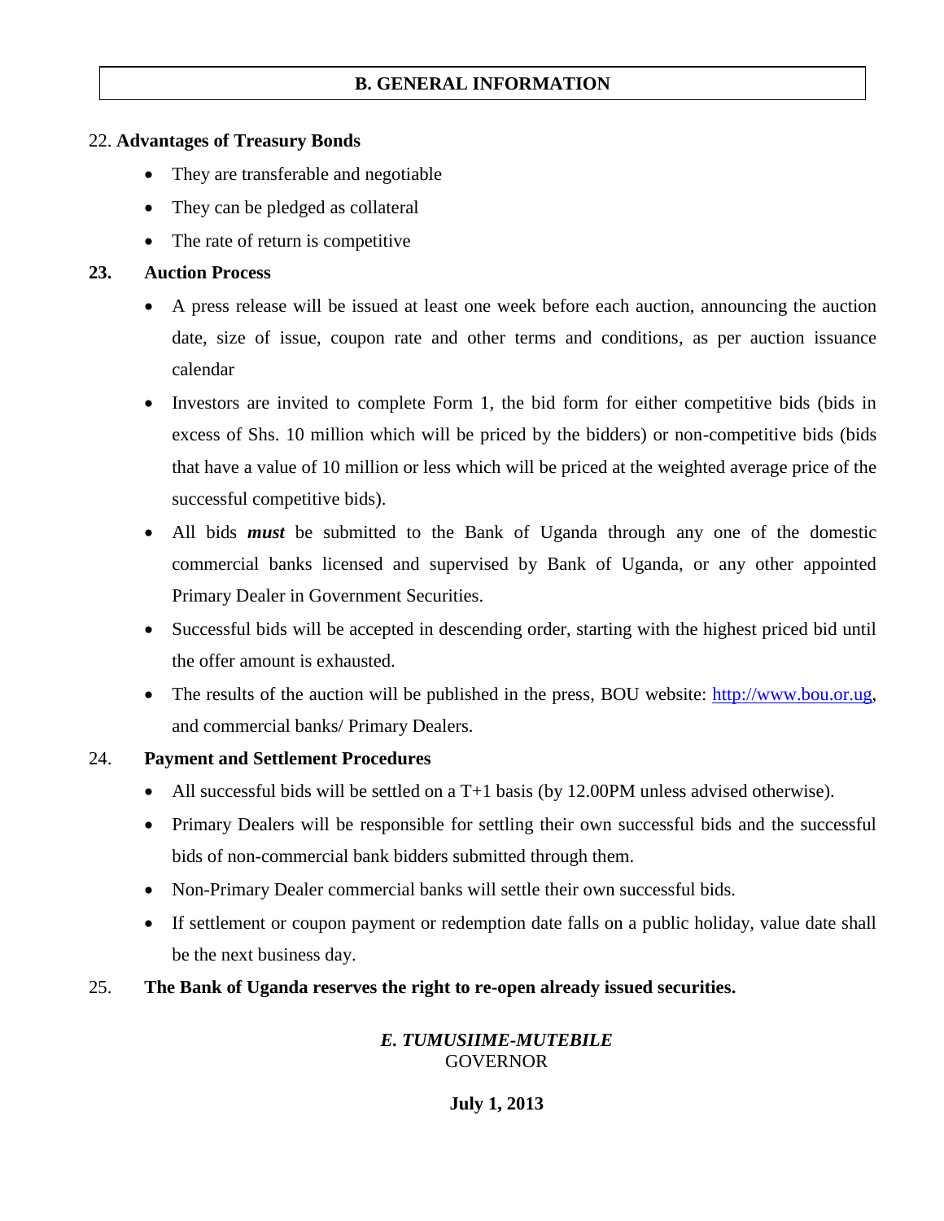## B. GENERAL INFORMATION

22. **Advantages of Treasury Bonds**

- They are transferable and negotiable
- They can be pledged as collateral
- The rate of return is competitive

**23. Auction Process**

- A press release will be issued at least one week before each auction, announcing the auction date, size of issue, coupon rate and other terms and conditions, as per auction issuance calendar
- Investors are invited to complete Form 1, the bid form for either competitive bids (bids in excess of Shs. 10 million which will be priced by the bidders) or non-competitive bids (bids that have a value of 10 million or less which will be priced at the weighted average price of the successful competitive bids).
- All bids ***must*** be submitted to the Bank of Uganda through any one of the domestic commercial banks licensed and supervised by Bank of Uganda, or any other appointed Primary Dealer in Government Securities.
- Successful bids will be accepted in descending order, starting with the highest priced bid until the offer amount is exhausted.
- The results of the auction will be published in the press, BOU website: http://www.bou.or.ug, and commercial banks/ Primary Dealers.

24. **Payment and Settlement Procedures**

- All successful bids will be settled on a T+1 basis (by 12.00PM unless advised otherwise).
- Primary Dealers will be responsible for settling their own successful bids and the successful bids of non-commercial bank bidders submitted through them.
- Non-Primary Dealer commercial banks will settle their own successful bids.
- If settlement or coupon payment or redemption date falls on a public holiday, value date shall be the next business day.

25. **The Bank of Uganda reserves the right to re-open already issued securities.**

***E. TUMUSIIME-MUTEBILE***
GOVERNOR

**July 1, 2013**